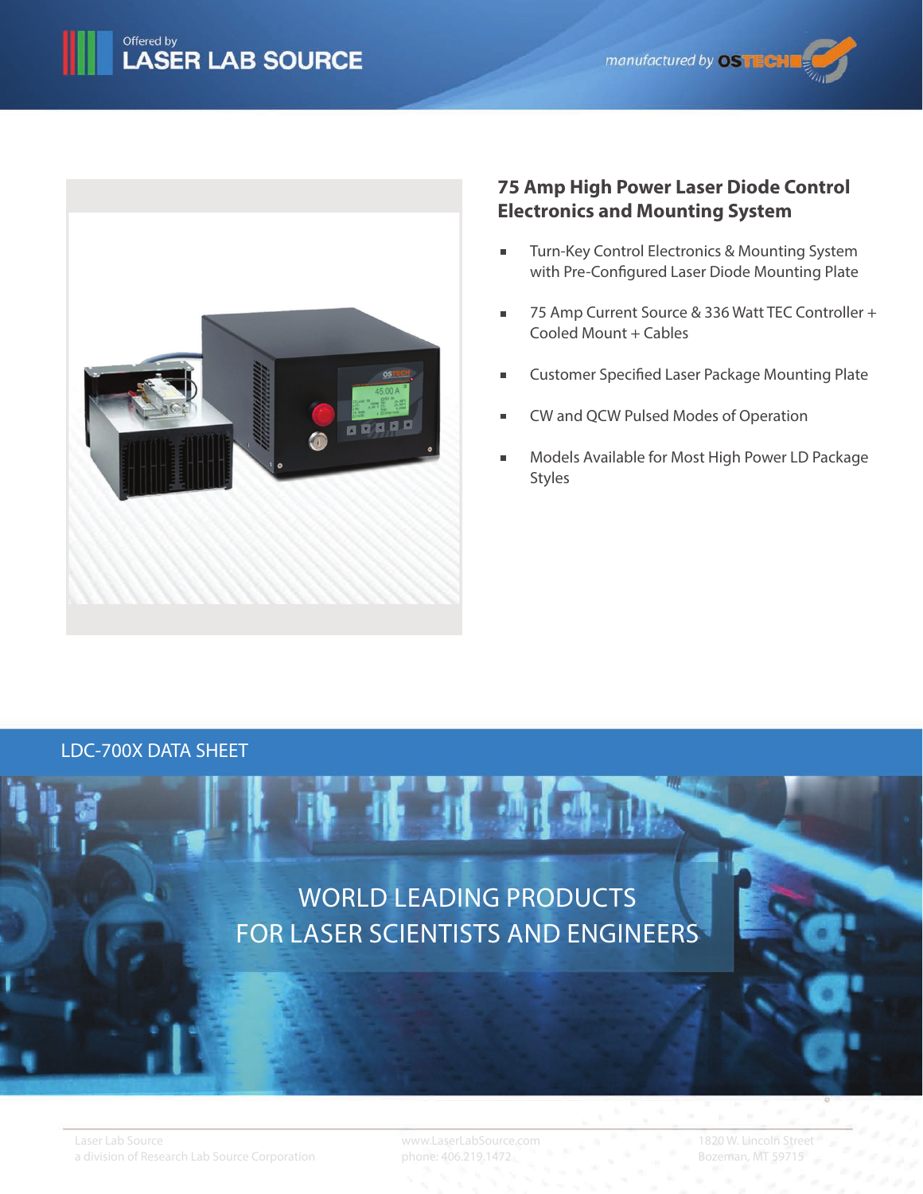Offered by
LASER LAB SOURCE

manufactured by OSTECH

## 75 Amp High Power Laser Diode Control Electronics and Mounting System

- Turn-Key Control Electronics & Mounting System with Pre-Configured Laser Diode Mounting Plate
- 75 Amp Current Source & 336 Watt TEC Controller + Cooled Mount + Cables
- Customer Specified Laser Package Mounting Plate
- CW and QCW Pulsed Modes of Operation
- Models Available for Most High Power LD Package Styles

LDC-700X DATA SHEET

WORLD LEADING PRODUCTS
FOR LASER SCIENTISTS AND ENGINEERS

Laser Lab Source
a division of Research Lab Source Corporation

www.LaserLabSource.com
phone: 406.219.1472

1820 W. Lincoln Street
Bozeman, MT 59715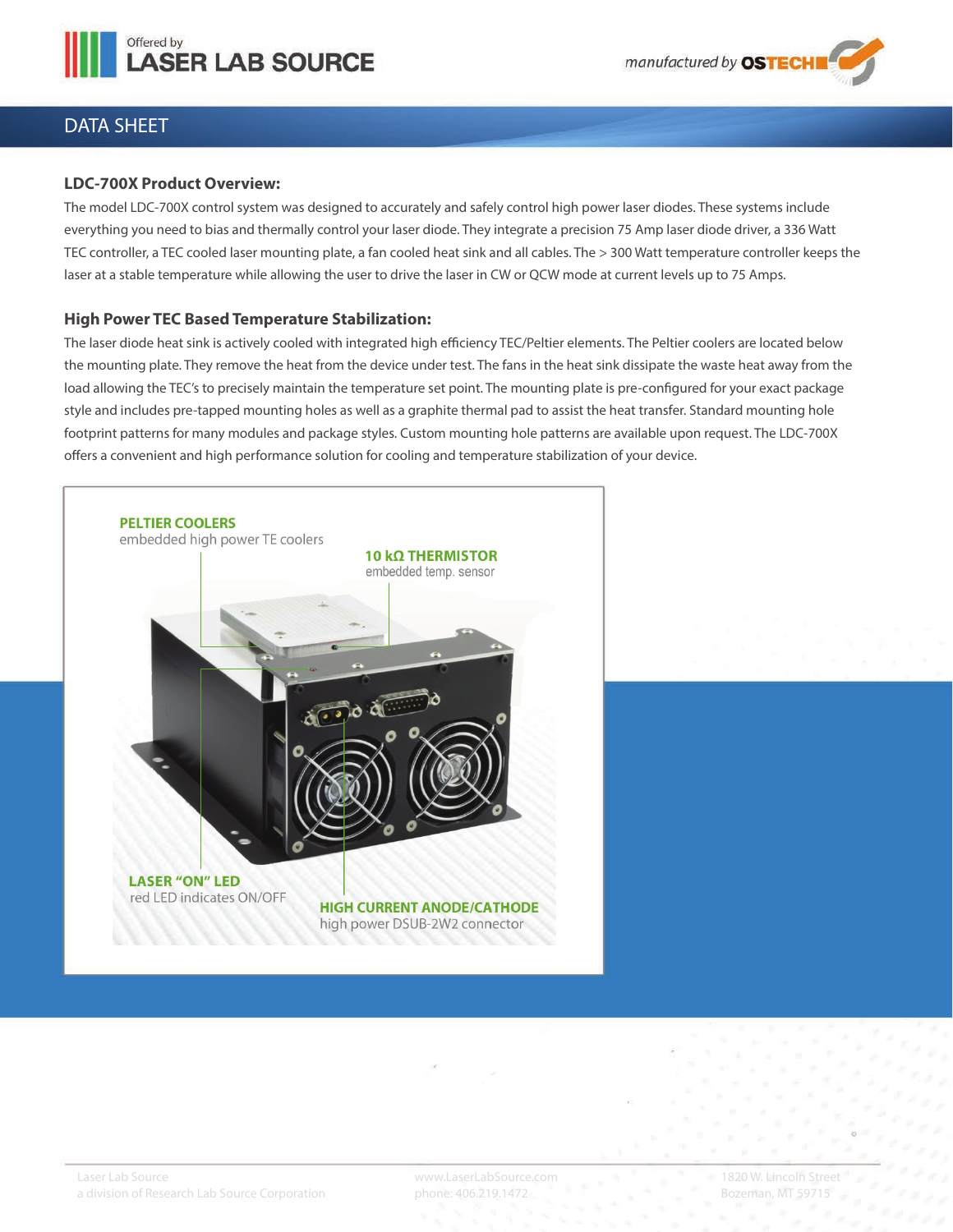## LDC-700X Product Overview:

The model LDC-700X control system was designed to accurately and safely control high power laser diodes. These systems include everything you need to bias and thermally control your laser diode. They integrate a precision 75 Amp laser diode driver, a 336 Watt TEC controller, a TEC cooled laser mounting plate, a fan cooled heat sink and all cables. The > 300 Watt temperature controller keeps the laser at a stable temperature while allowing the user to drive the laser in CW or QCW mode at current levels up to 75 Amps.

## High Power TEC Based Temperature Stabilization:

The laser diode heat sink is actively cooled with integrated high efficiency TEC/Peltier elements. The Peltier coolers are located below the mounting plate. They remove the heat from the device under test. The fans in the heat sink dissipate the waste heat away from the load allowing the TEC's to precisely maintain the temperature set point. The mounting plate is pre-configured for your exact package style and includes pre-tapped mounting holes as well as a graphite thermal pad to assist the heat transfer. Standard mounting hole footprint patterns for many modules and package styles. Custom mounting hole patterns are available upon request. The LDC-700X offers a convenient and high performance solution for cooling and temperature stabilization of your device.

**PELTIER COOLERS**
embedded high power TE coolers

**10 kΩ THERMISTOR**
embedded temp. sensor

**LASER "ON" LED**
red LED indicates ON/OFF

**HIGH CURRENT ANODE/CATHODE**
high power DSUB-2W2 connector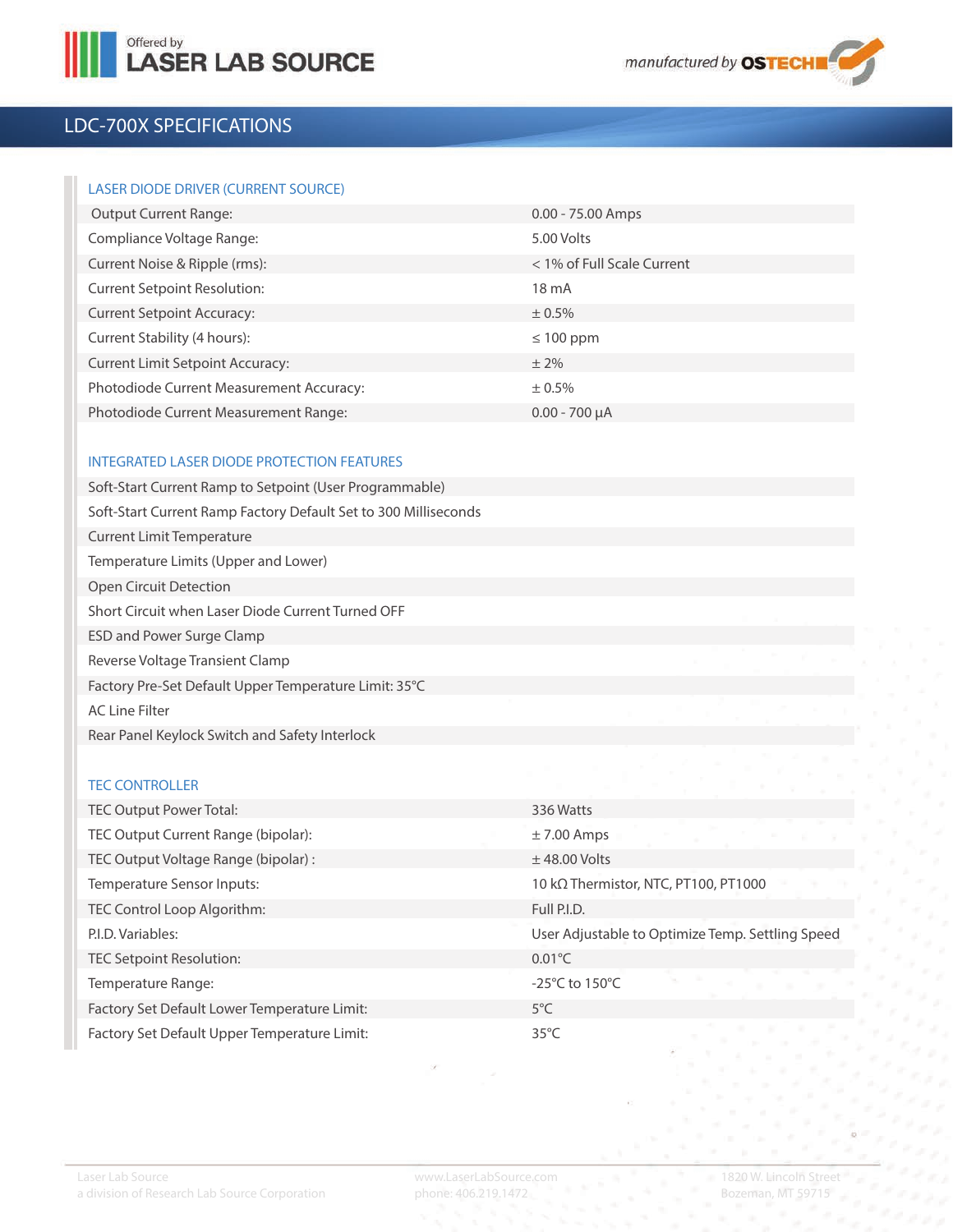## LDC-700X SPECIFICATIONS

### LASER DIODE DRIVER (CURRENT SOURCE)

| | |
|---|---|
| Output Current Range: | 0.00 - 75.00 Amps |
| Compliance Voltage Range: | 5.00 Volts |
| Current Noise & Ripple (rms): | < 1% of Full Scale Current |
| Current Setpoint Resolution: | 18 mA |
| Current Setpoint Accuracy: | ± 0.5% |
| Current Stability (4 hours): | ≤ 100 ppm |
| Current Limit Setpoint Accuracy: | ± 2% |
| Photodiode Current Measurement Accuracy: | ± 0.5% |
| Photodiode Current Measurement Range: | 0.00 - 700 µA |

### INTEGRATED LASER DIODE PROTECTION FEATURES

- Soft-Start Current Ramp to Setpoint (User Programmable)
- Soft-Start Current Ramp Factory Default Set to 300 Milliseconds
- Current Limit Temperature
- Temperature Limits (Upper and Lower)
- Open Circuit Detection
- Short Circuit when Laser Diode Current Turned OFF
- ESD and Power Surge Clamp
- Reverse Voltage Transient Clamp
- Factory Pre-Set Default Upper Temperature Limit: 35°C
- AC Line Filter
- Rear Panel Keylock Switch and Safety Interlock

### TEC CONTROLLER

| | |
|---|---|
| TEC Output Power Total: | 336 Watts |
| TEC Output Current Range (bipolar): | ± 7.00 Amps |
| TEC Output Voltage Range (bipolar) : | ± 48.00 Volts |
| Temperature Sensor Inputs: | 10 kΩ Thermistor, NTC, PT100, PT1000 |
| TEC Control Loop Algorithm: | Full P.I.D. |
| P.I.D. Variables: | User Adjustable to Optimize Temp. Settling Speed |
| TEC Setpoint Resolution: | 0.01°C |
| Temperature Range: | -25°C to 150°C |
| Factory Set Default Lower Temperature Limit: | 5°C |
| Factory Set Default Upper Temperature Limit: | 35°C |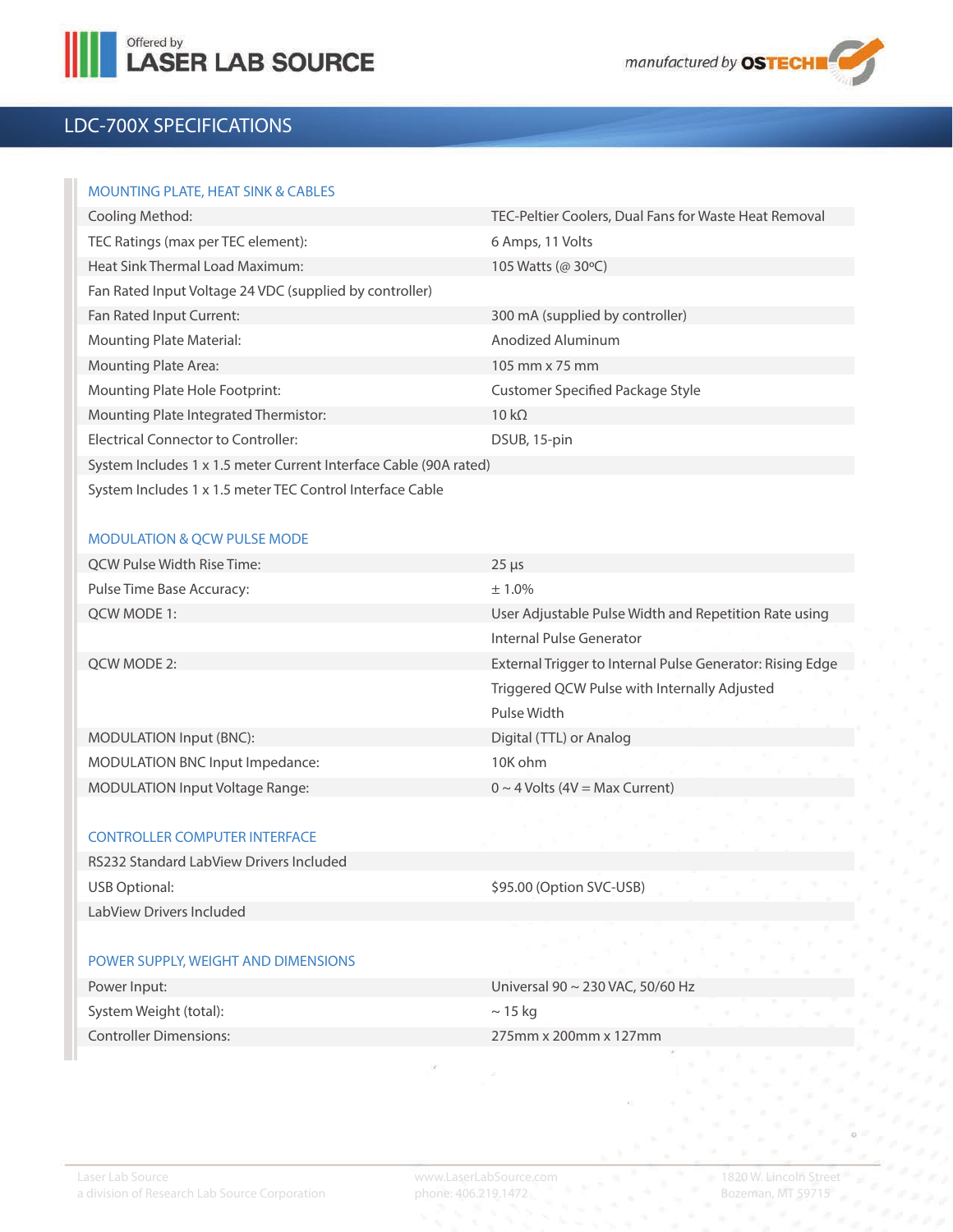## LDC-700X SPECIFICATIONS

### MOUNTING PLATE, HEAT SINK & CABLES

| | |
|---|---|
| Cooling Method: | TEC-Peltier Coolers, Dual Fans for Waste Heat Removal |
| TEC Ratings (max per TEC element): | 6 Amps, 11 Volts |
| Heat Sink Thermal Load Maximum: | 105 Watts (@ 30ºC) |
| Fan Rated Input Voltage 24 VDC (supplied by controller) | |
| Fan Rated Input Current: | 300 mA (supplied by controller) |
| Mounting Plate Material: | Anodized Aluminum |
| Mounting Plate Area: | 105 mm x 75 mm |
| Mounting Plate Hole Footprint: | Customer Specified Package Style |
| Mounting Plate Integrated Thermistor: | 10 kΩ |
| Electrical Connector to Controller: | DSUB, 15-pin |
| System Includes 1 x 1.5 meter Current Interface Cable (90A rated) | |
| System Includes 1 x 1.5 meter TEC Control Interface Cable | |

### MODULATION & QCW PULSE MODE

| | |
|---|---|
| QCW Pulse Width Rise Time: | 25 µs |
| Pulse Time Base Accuracy: | ± 1.0% |
| QCW MODE 1: | User Adjustable Pulse Width and Repetition Rate using Internal Pulse Generator |
| QCW MODE 2: | External Trigger to Internal Pulse Generator: Rising Edge Triggered QCW Pulse with Internally Adjusted Pulse Width |
| MODULATION Input (BNC): | Digital (TTL) or Analog |
| MODULATION BNC Input Impedance: | 10K ohm |
| MODULATION Input Voltage Range: | 0 ~ 4 Volts (4V = Max Current) |

### CONTROLLER COMPUTER INTERFACE

| | |
|---|---|
| RS232 Standard LabView Drivers Included | |
| USB Optional: | $95.00 (Option SVC-USB) |
| LabView Drivers Included | |

### POWER SUPPLY, WEIGHT AND DIMENSIONS

| | |
|---|---|
| Power Input: | Universal 90 ~ 230 VAC, 50/60 Hz |
| System Weight (total): | ~ 15 kg |
| Controller Dimensions: | 275mm x 200mm x 127mm |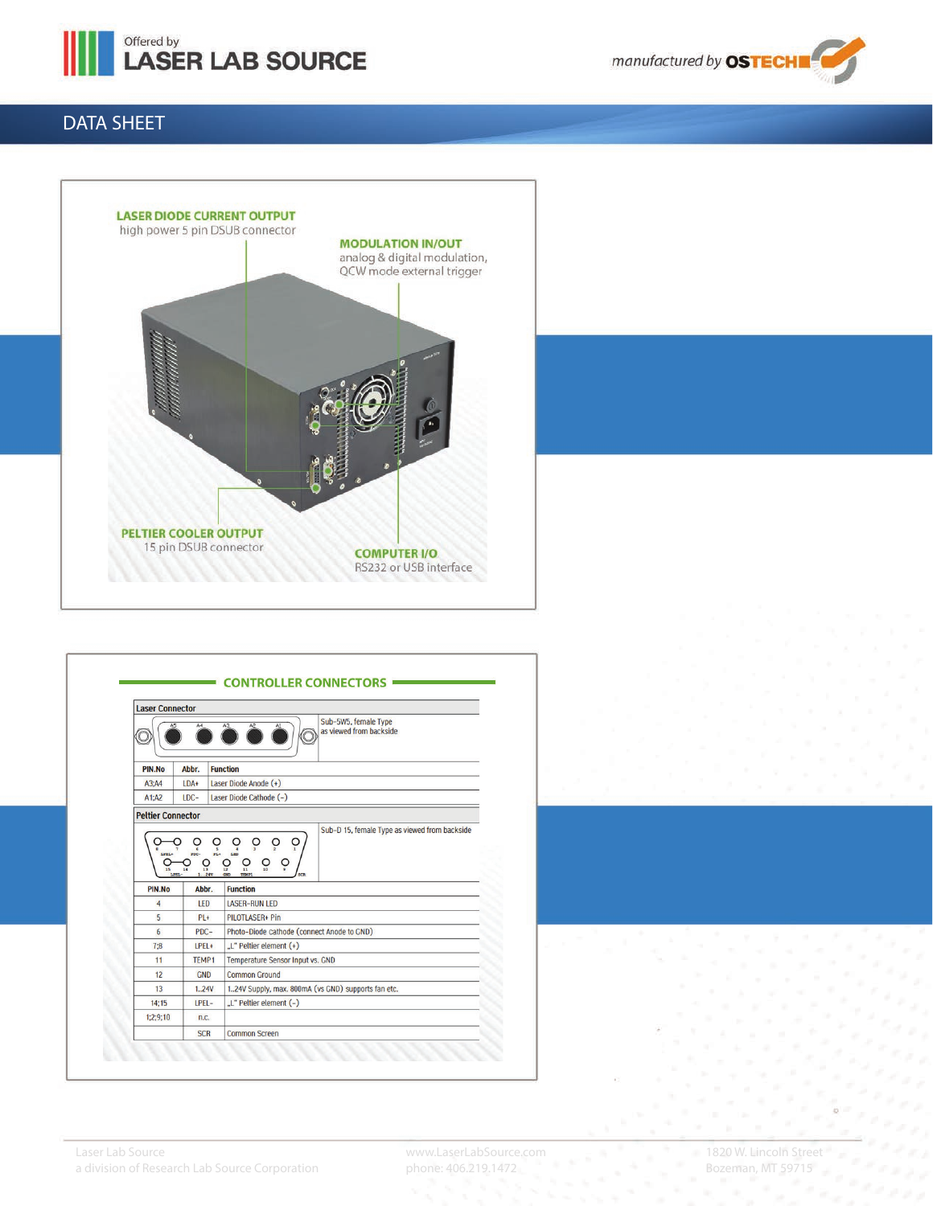DATA SHEET

**LASER DIODE CURRENT OUTPUT**
high power 5 pin DSUB connector

**MODULATION IN/OUT**
analog & digital modulation, QCW mode external trigger

**PELTIER COOLER OUTPUT**
15 pin DSUB connector

**COMPUTER I/O**
RS232 or USB interface

## CONTROLLER CONNECTORS

**Laser Connector**

Sub-5W5, female Type as viewed from backside

| PIN.No | Abbr. | Function |
|---|---|---|
| A3;A4 | LDA+ | Laser Diode Anode (+) |
| A1;A2 | LDC- | Laser Diode Cathode (-) |

**Peltier Connector**

Sub-D 15, female Type as viewed from backside

| PIN.No | Abbr. | Function |
|---|---|---|
| 4 | LED | LASER-RUN LED |
| 5 | PL+ | PILOTLASER+ Pin |
| 6 | PDC- | Photo-Diode cathode (connect Anode to GND) |
| 7;8 | LPEL+ | „L" Peltier element (+) |
| 11 | TEMP1 | Temperature Sensor Input vs. GND |
| 12 | GND | Common Ground |
| 13 | 1..24V | 1..24V Supply, max. 800mA (vs GND) supports fan etc. |
| 14;15 | LPEL- | „L" Peltier element (-) |
| 1;2;9;10 | n.c. | |
| | SCR | Common Screen |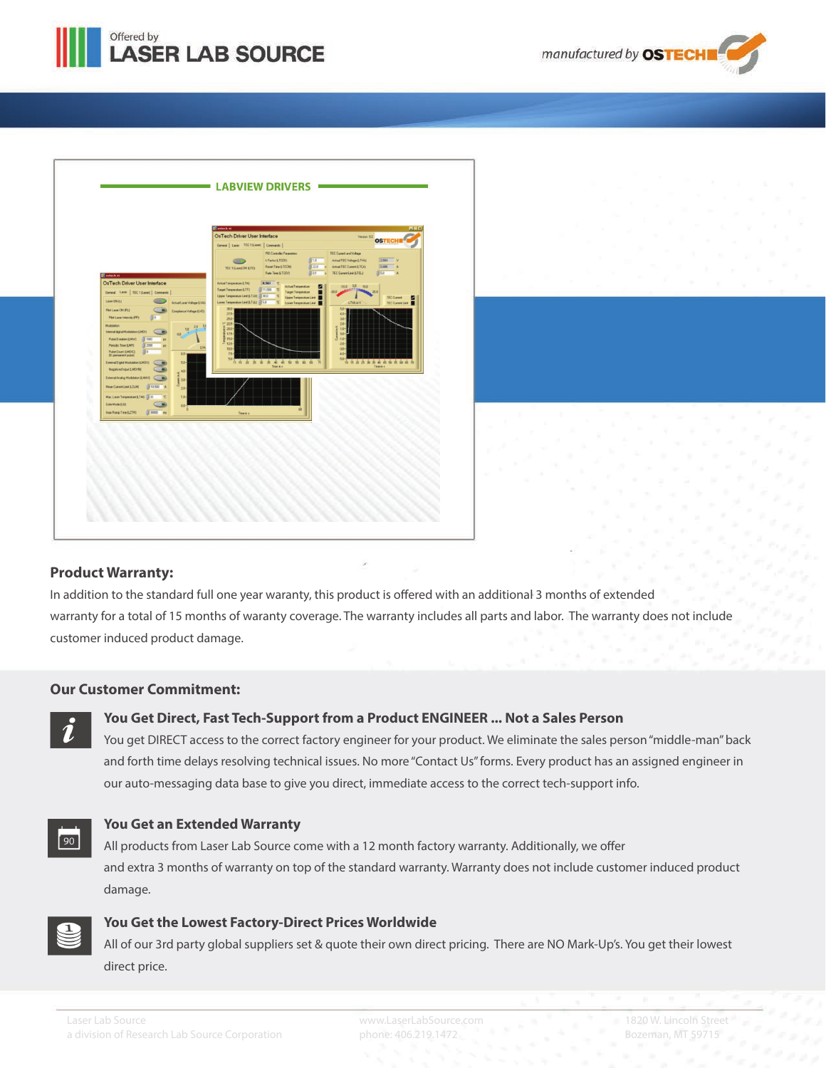LABVIEW DRIVERS

**Product Warranty:**

In addition to the standard full one year waranty, this product is offered with an additional 3 months of extended warranty for a total of 15 months of waranty coverage. The warranty includes all parts and labor. The warranty does not include customer induced product damage.

**Our Customer Commitment:**

**You Get Direct, Fast Tech-Support from a Product ENGINEER ... Not a Sales Person**

You get DIRECT access to the correct factory engineer for your product. We eliminate the sales person "middle-man" back and forth time delays resolving technical issues. No more "Contact Us" forms. Every product has an assigned engineer in our auto-messaging data base to give you direct, immediate access to the correct tech-support info.

**You Get an Extended Warranty**

All products from Laser Lab Source come with a 12 month factory warranty. Additionally, we offer and extra 3 months of warranty on top of the standard warranty. Warranty does not include customer induced product damage.

**You Get the Lowest Factory-Direct Prices Worldwide**

All of our 3rd party global suppliers set & quote their own direct pricing. There are NO Mark-Up's. You get their lowest direct price.